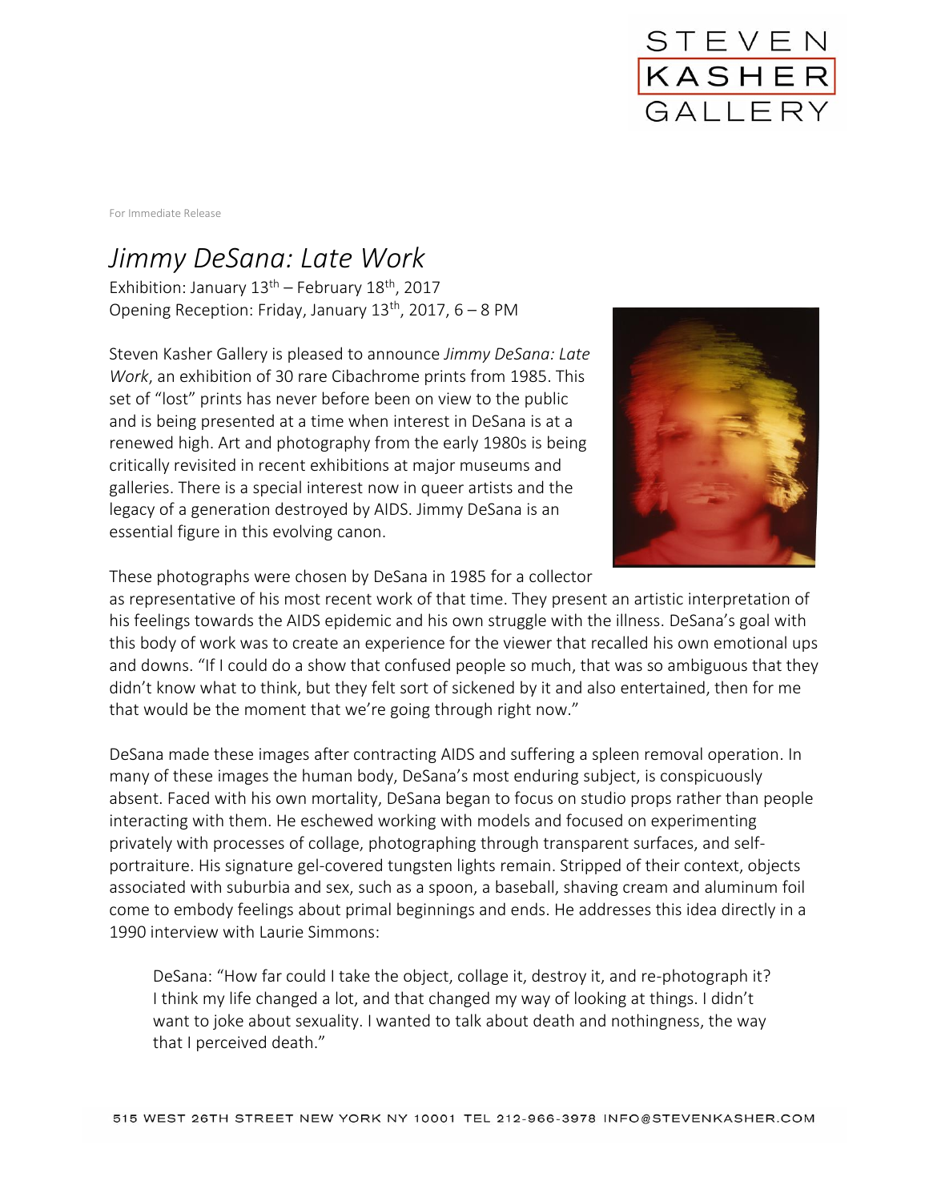STEVEN KASHER GALLERY

For Immediate Release

# *Jimmy DeSana: Late Work*

Exhibition: January 13th – February 18th, 2017
Opening Reception: Friday, January 13th, 2017, 6 – 8 PM

Steven Kasher Gallery is pleased to announce *Jimmy DeSana: Late Work*, an exhibition of 30 rare Cibachrome prints from 1985. This set of "lost" prints has never before been on view to the public and is being presented at a time when interest in DeSana is at a renewed high. Art and photography from the early 1980s is being critically revisited in recent exhibitions at major museums and galleries. There is a special interest now in queer artists and the legacy of a generation destroyed by AIDS. Jimmy DeSana is an essential figure in this evolving canon.

These photographs were chosen by DeSana in 1985 for a collector as representative of his most recent work of that time. They present an artistic interpretation of his feelings towards the AIDS epidemic and his own struggle with the illness. DeSana's goal with this body of work was to create an experience for the viewer that recalled his own emotional ups and downs. "If I could do a show that confused people so much, that was so ambiguous that they didn't know what to think, but they felt sort of sickened by it and also entertained, then for me that would be the moment that we're going through right now."

DeSana made these images after contracting AIDS and suffering a spleen removal operation. In many of these images the human body, DeSana's most enduring subject, is conspicuously absent. Faced with his own mortality, DeSana began to focus on studio props rather than people interacting with them. He eschewed working with models and focused on experimenting privately with processes of collage, photographing through transparent surfaces, and self-portraiture. His signature gel-covered tungsten lights remain. Stripped of their context, objects associated with suburbia and sex, such as a spoon, a baseball, shaving cream and aluminum foil come to embody feelings about primal beginnings and ends. He addresses this idea directly in a 1990 interview with Laurie Simmons:

> DeSana: "How far could I take the object, collage it, destroy it, and re-photograph it? I think my life changed a lot, and that changed my way of looking at things. I didn't want to joke about sexuality. I wanted to talk about death and nothingness, the way that I perceived death."

515 WEST 26TH STREET NEW YORK NY 10001 TEL 212-966-3978 INFO@STEVENKASHER.COM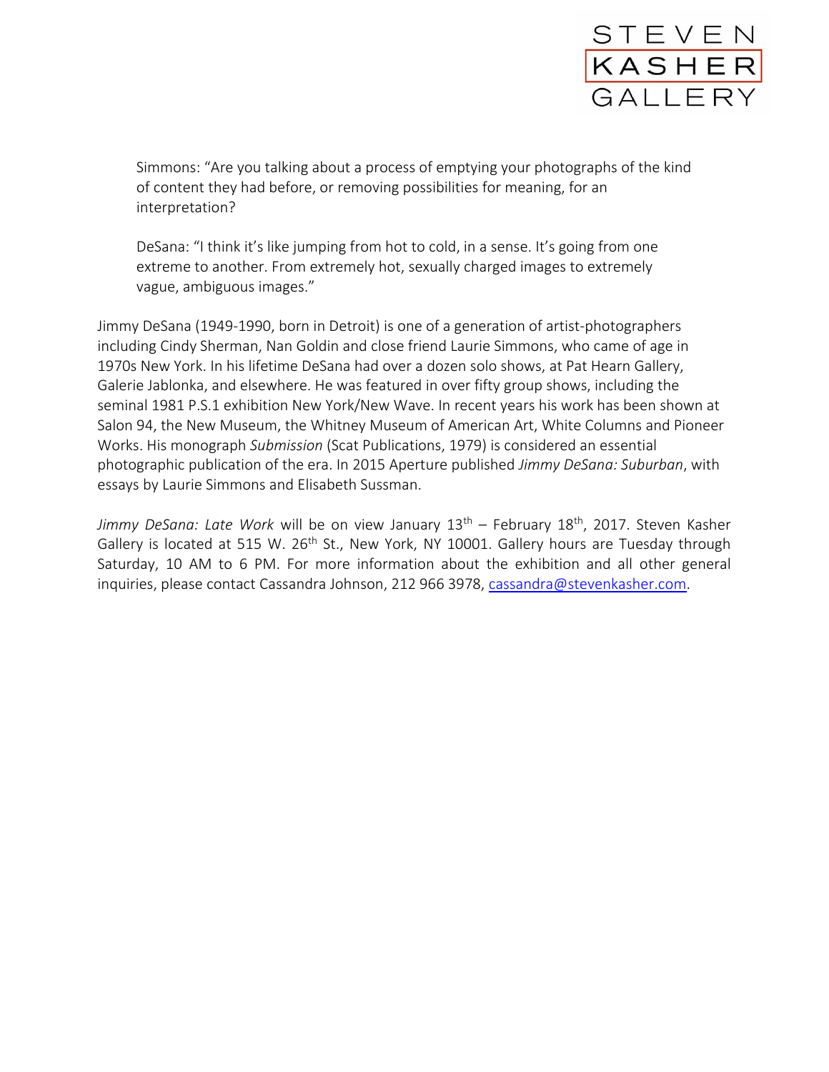> Simmons: “Are you talking about a process of emptying your photographs of the kind of content they had before, or removing possibilities for meaning, for an interpretation?
>
> DeSana: “I think it’s like jumping from hot to cold, in a sense. It’s going from one extreme to another. From extremely hot, sexually charged images to extremely vague, ambiguous images.”

Jimmy DeSana (1949-1990, born in Detroit) is one of a generation of artist-photographers including Cindy Sherman, Nan Goldin and close friend Laurie Simmons, who came of age in 1970s New York. In his lifetime DeSana had over a dozen solo shows, at Pat Hearn Gallery, Galerie Jablonka, and elsewhere. He was featured in over fifty group shows, including the seminal 1981 P.S.1 exhibition New York/New Wave. In recent years his work has been shown at Salon 94, the New Museum, the Whitney Museum of American Art, White Columns and Pioneer Works. His monograph *Submission* (Scat Publications, 1979) is considered an essential photographic publication of the era. In 2015 Aperture published *Jimmy DeSana: Suburban*, with essays by Laurie Simmons and Elisabeth Sussman.

*Jimmy DeSana: Late Work* will be on view January 13th – February 18th, 2017. Steven Kasher Gallery is located at 515 W. 26th St., New York, NY 10001. Gallery hours are Tuesday through Saturday, 10 AM to 6 PM. For more information about the exhibition and all other general inquiries, please contact Cassandra Johnson, 212 966 3978, cassandra@stevenkasher.com.